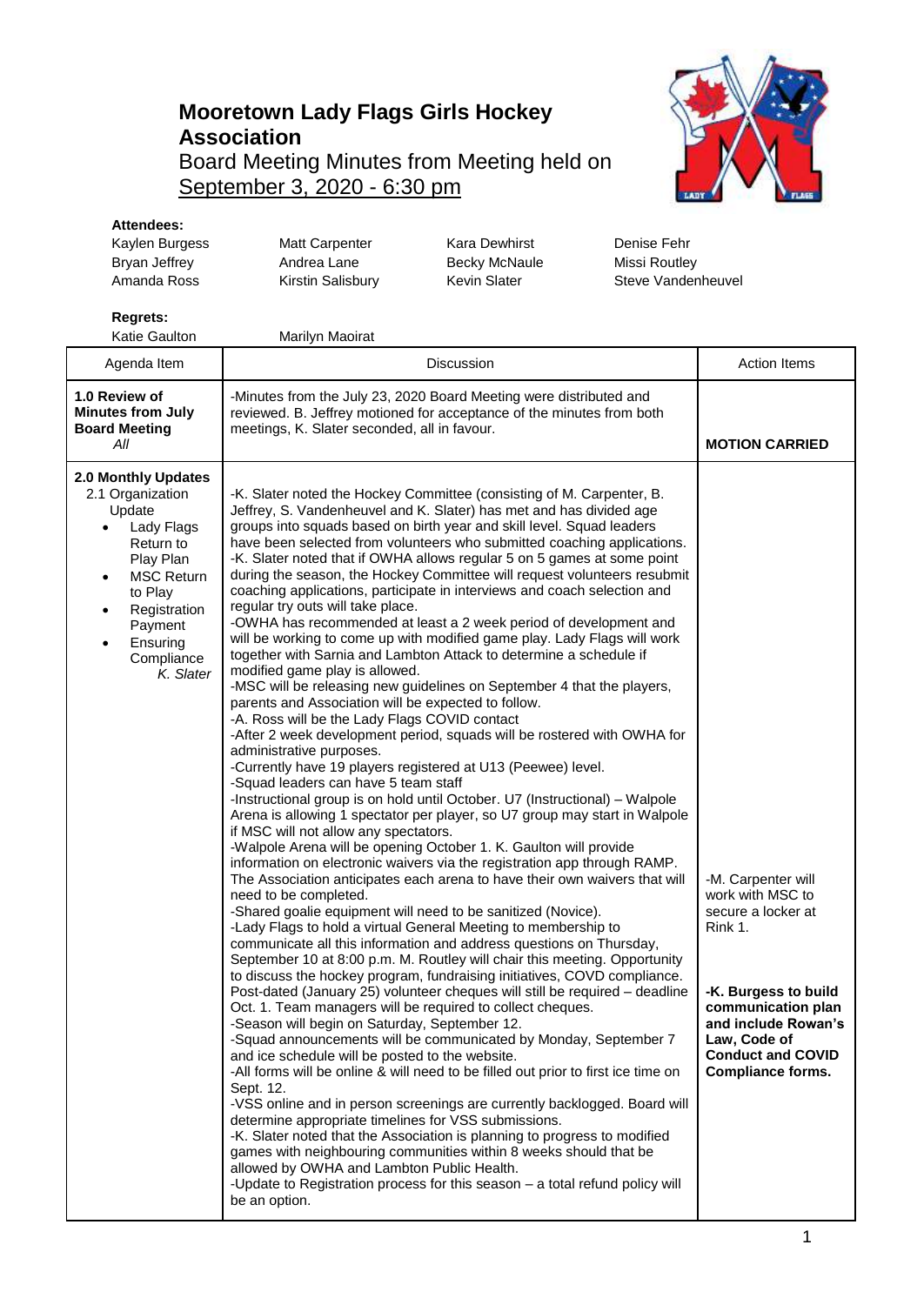# Mooretown Lady Flags Girls Hockey Association

Board Meeting Minutes from Meeting held on
September 3, 2020 - 6:30 pm

**Attendees:**

| | | | |
|---|---|---|---|
| Kaylen Burgess | Matt Carpenter | Kara Dewhirst | Denise Fehr |
| Bryan Jeffrey | Andrea Lane | Becky McNaule | Missi Routley |
| Amanda Ross | Kirstin Salisbury | Kevin Slater | Steve Vandenheuvel |

**Regrets:**

Katie Gaulton    Marilyn Maoirat

| Agenda Item | Discussion | Action Items |
|---|---|---|
| **1.0 Review of Minutes from July Board Meeting** *All* | -Minutes from the July 23, 2020 Board Meeting were distributed and reviewed. B. Jeffrey motioned for acceptance of the minutes from both meetings, K. Slater seconded, all in favour. | **MOTION CARRIED** |
| **2.0 Monthly Updates** 2.1 Organization Update • Lady Flags Return to Play Plan • MSC Return to Play • Registration Payment • Ensuring Compliance *K. Slater* | -K. Slater noted the Hockey Committee (consisting of M. Carpenter, B. Jeffrey, S. Vandenheuvel and K. Slater) has met and has divided age groups into squads based on birth year and skill level. Squad leaders have been selected from volunteers who submitted coaching applications. -K. Slater noted that if OWHA allows regular 5 on 5 games at some point during the season, the Hockey Committee will request volunteers resubmit coaching applications, participate in interviews and coach selection and regular try outs will take place. -OWHA has recommended at least a 2 week period of development and will be working to come up with modified game play. Lady Flags will work together with Sarnia and Lambton Attack to determine a schedule if modified game play is allowed. -MSC will be releasing new guidelines on September 4 that the players, parents and Association will be expected to follow. -A. Ross will be the Lady Flags COVID contact -After 2 week development period, squads will be rostered with OWHA for administrative purposes. -Currently have 19 players registered at U13 (Peewee) level. -Squad leaders can have 5 team staff -Instructional group is on hold until October. U7 (Instructional) – Walpole Arena is allowing 1 spectator per player, so U7 group may start in Walpole if MSC will not allow any spectators. -Walpole Arena will be opening October 1. K. Gaulton will provide information on electronic waivers via the registration app through RAMP. The Association anticipates each arena to have their own waivers that will need to be completed. -Shared goalie equipment will need to be sanitized (Novice). -Lady Flags to hold a virtual General Meeting to membership to communicate all this information and address questions on Thursday, September 10 at 8:00 p.m. M. Routley will chair this meeting. Opportunity to discuss the hockey program, fundraising initiatives, COVD compliance. Post-dated (January 25) volunteer cheques will still be required – deadline Oct. 1. Team managers will be required to collect cheques. -Season will begin on Saturday, September 12. -Squad announcements will be communicated by Monday, September 7 and ice schedule will be posted to the website. -All forms will be online & will need to be filled out prior to first ice time on Sept. 12. -VSS online and in person screenings are currently backlogged. Board will determine appropriate timelines for VSS submissions. -K. Slater noted that the Association is planning to progress to modified games with neighbouring communities within 8 weeks should that be allowed by OWHA and Lambton Public Health. -Update to Registration process for this season – a total refund policy will be an option. | -M. Carpenter will work with MSC to secure a locker at Rink 1. **-K. Burgess to build communication plan and include Rowan's Law, Code of Conduct and COVID Compliance forms.** |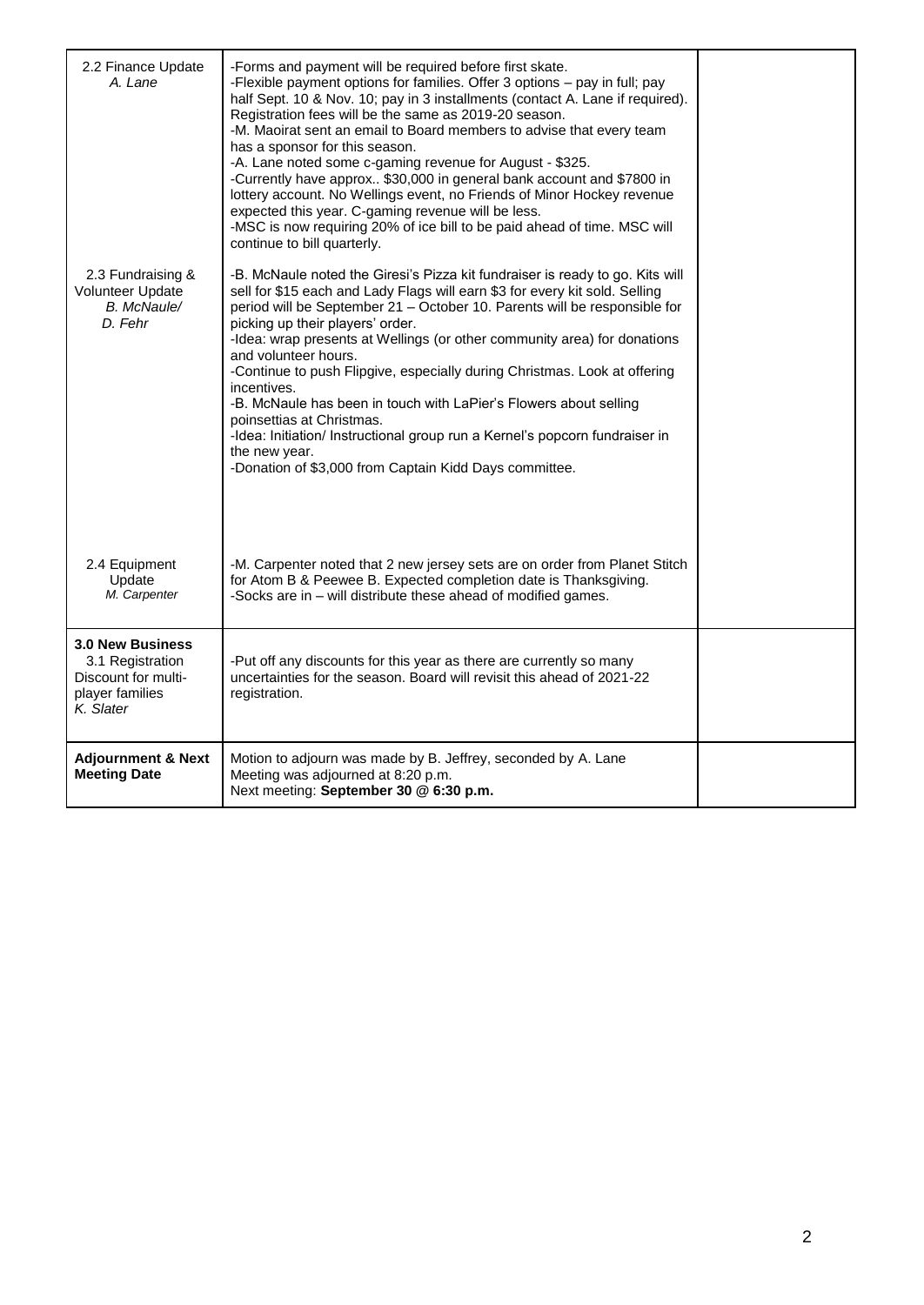| | | |
|---|---|---|
| 2.2 Finance Update<br>*A. Lane* | -Forms and payment will be required before first skate.<br>-Flexible payment options for families. Offer 3 options – pay in full; pay half Sept. 10 & Nov. 10; pay in 3 installments (contact A. Lane if required). Registration fees will be the same as 2019-20 season.<br>-M. Maoirat sent an email to Board members to advise that every team has a sponsor for this season.<br>-A. Lane noted some c-gaming revenue for August - $325.<br>-Currently have approx.. $30,000 in general bank account and $7800 in lottery account. No Wellings event, no Friends of Minor Hockey revenue expected this year. C-gaming revenue will be less.<br>-MSC is now requiring 20% of ice bill to be paid ahead of time. MSC will continue to bill quarterly. | |
| 2.3 Fundraising & Volunteer Update<br>*B. McNaule/ D. Fehr* | -B. McNaule noted the Giresi's Pizza kit fundraiser is ready to go. Kits will sell for $15 each and Lady Flags will earn $3 for every kit sold. Selling period will be September 21 – October 10. Parents will be responsible for picking up their players' order.<br>-Idea: wrap presents at Wellings (or other community area) for donations and volunteer hours.<br>-Continue to push Flipgive, especially during Christmas. Look at offering incentives.<br>-B. McNaule has been in touch with LaPier's Flowers about selling poinsettias at Christmas.<br>-Idea: Initiation/ Instructional group run a Kernel's popcorn fundraiser in the new year.<br>-Donation of $3,000 from Captain Kidd Days committee. | |
| 2.4 Equipment Update<br>*M. Carpenter* | -M. Carpenter noted that 2 new jersey sets are on order from Planet Stitch for Atom B & Peewee B. Expected completion date is Thanksgiving.<br>-Socks are in – will distribute these ahead of modified games. | |
| **3.0 New Business**<br>3.1 Registration Discount for multi-player families<br>*K. Slater* | -Put off any discounts for this year as there are currently so many uncertainties for the season. Board will revisit this ahead of 2021-22 registration. | |
| **Adjournment & Next Meeting Date** | Motion to adjourn was made by B. Jeffrey, seconded by A. Lane<br>Meeting was adjourned at 8:20 p.m.<br>Next meeting: **September 30 @ 6:30 p.m.** | |